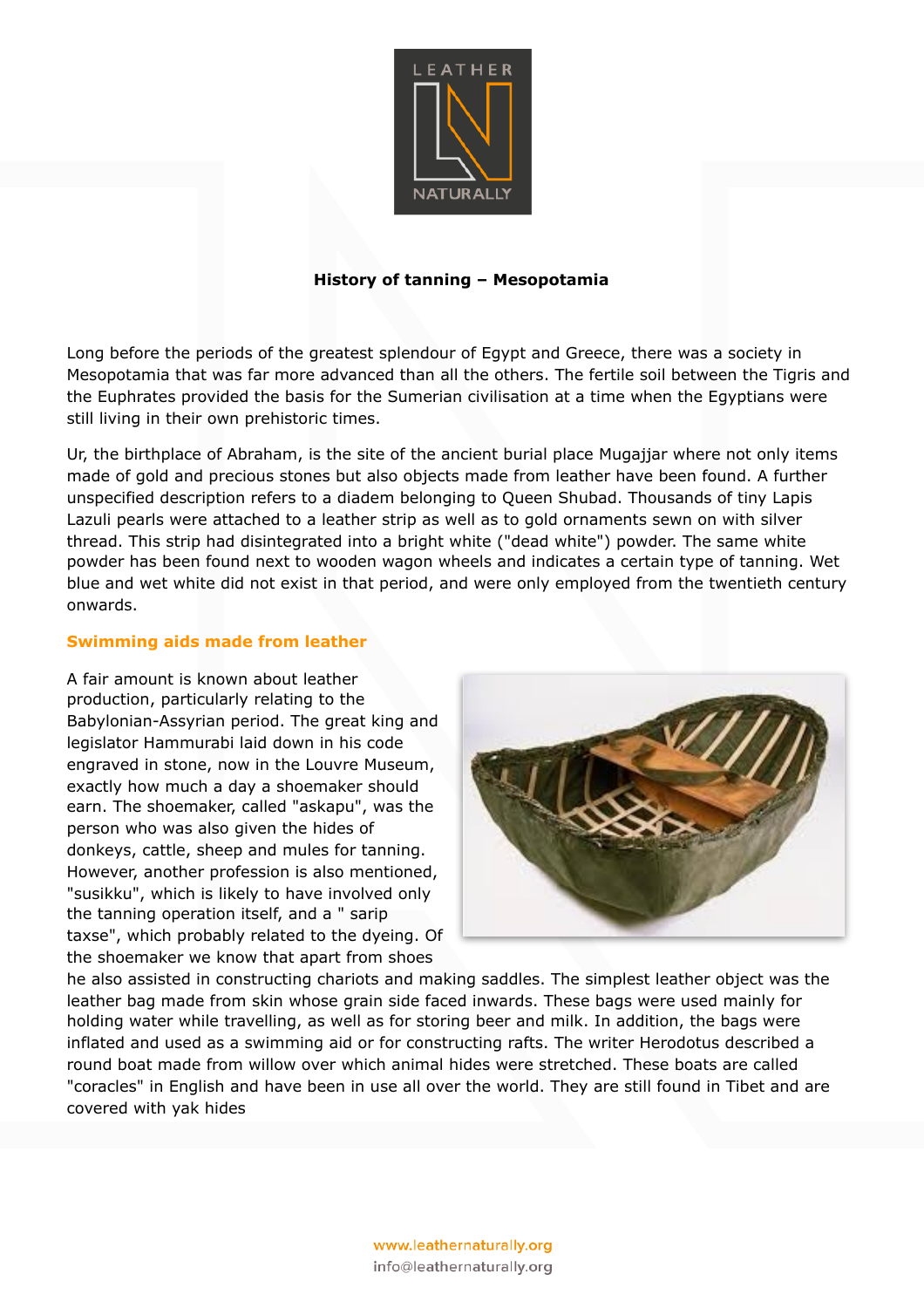# History of tanning – Mesopotamia

Long before the periods of the greatest splendour of Egypt and Greece, there was a society in Mesopotamia that was far more advanced than all the others. The fertile soil between the Tigris and the Euphrates provided the basis for the Sumerian civilisation at a time when the Egyptians were still living in their own prehistoric times.

Ur, the birthplace of Abraham, is the site of the ancient burial place Mugajjar where not only items made of gold and precious stones but also objects made from leather have been found. A further unspecified description refers to a diadem belonging to Queen Shubad. Thousands of tiny Lapis Lazuli pearls were attached to a leather strip as well as to gold ornaments sewn on with silver thread. This strip had disintegrated into a bright white ("dead white") powder. The same white powder has been found next to wooden wagon wheels and indicates a certain type of tanning. Wet blue and wet white did not exist in that period, and were only employed from the twentieth century onwards.

## Swimming aids made from leather

A fair amount is known about leather production, particularly relating to the Babylonian-Assyrian period. The great king and legislator Hammurabi laid down in his code engraved in stone, now in the Louvre Museum, exactly how much a day a shoemaker should earn. The shoemaker, called "askapu", was the person who was also given the hides of donkeys, cattle, sheep and mules for tanning. However, another profession is also mentioned, "susikku", which is likely to have involved only the tanning operation itself, and a " sarip taxse", which probably related to the dyeing. Of the shoemaker we know that apart from shoes he also assisted in constructing chariots and making saddles. The simplest leather object was the leather bag made from skin whose grain side faced inwards. These bags were used mainly for holding water while travelling, as well as for storing beer and milk. In addition, the bags were inflated and used as a swimming aid or for constructing rafts. The writer Herodotus described a round boat made from willow over which animal hides were stretched. These boats are called "coracles" in English and have been in use all over the world. They are still found in Tibet and are covered with yak hides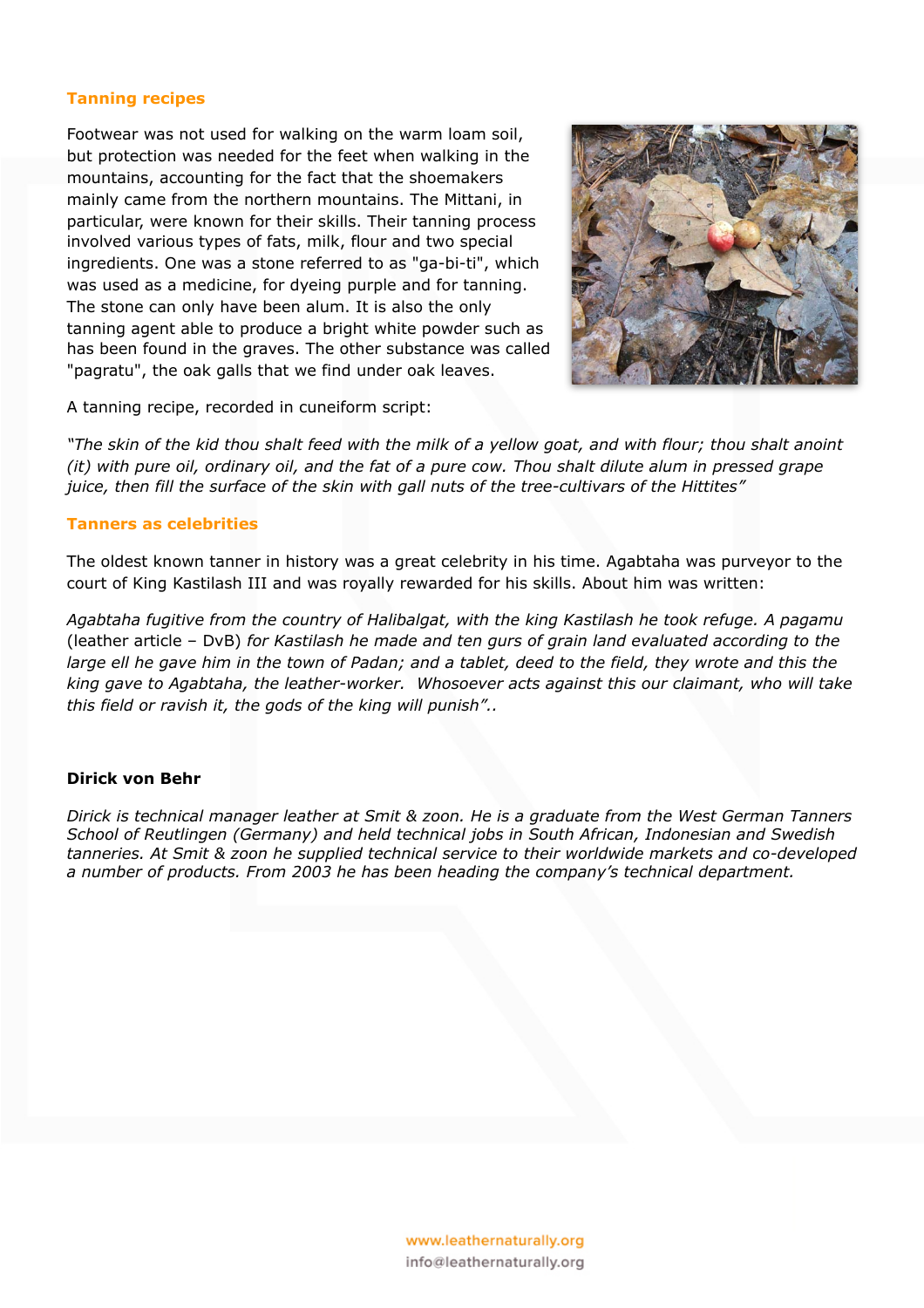## Tanning recipes

Footwear was not used for walking on the warm loam soil, but protection was needed for the feet when walking in the mountains, accounting for the fact that the shoemakers mainly came from the northern mountains. The Mittani, in particular, were known for their skills. Their tanning process involved various types of fats, milk, flour and two special ingredients. One was a stone referred to as "ga-bi-ti", which was used as a medicine, for dyeing purple and for tanning. The stone can only have been alum. It is also the only tanning agent able to produce a bright white powder such as has been found in the graves. The other substance was called "pagratu", the oak galls that we find under oak leaves.

A tanning recipe, recorded in cuneiform script:

*"The skin of the kid thou shalt feed with the milk of a yellow goat, and with flour; thou shalt anoint (it) with pure oil, ordinary oil, and the fat of a pure cow. Thou shalt dilute alum in pressed grape juice, then fill the surface of the skin with gall nuts of the tree-cultivars of the Hittites"*

## Tanners as celebrities

The oldest known tanner in history was a great celebrity in his time. Agabtaha was purveyor to the court of King Kastilash III and was royally rewarded for his skills. About him was written:

*Agabtaha fugitive from the country of Halibalgat, with the king Kastilash he took refuge. A pagamu* (leather article – DvB) *for Kastilash he made and ten gurs of grain land evaluated according to the large ell he gave him in the town of Padan; and a tablet, deed to the field, they wrote and this the king gave to Agabtaha, the leather-worker. Whosoever acts against this our claimant, who will take this field or ravish it, the gods of the king will punish"..*

**Dirick von Behr**

*Dirick is technical manager leather at Smit & zoon. He is a graduate from the West German Tanners School of Reutlingen (Germany) and held technical jobs in South African, Indonesian and Swedish tanneries. At Smit & zoon he supplied technical service to their worldwide markets and co-developed a number of products. From 2003 he has been heading the company's technical department.*

www.leathernaturally.org
info@leathernaturally.org